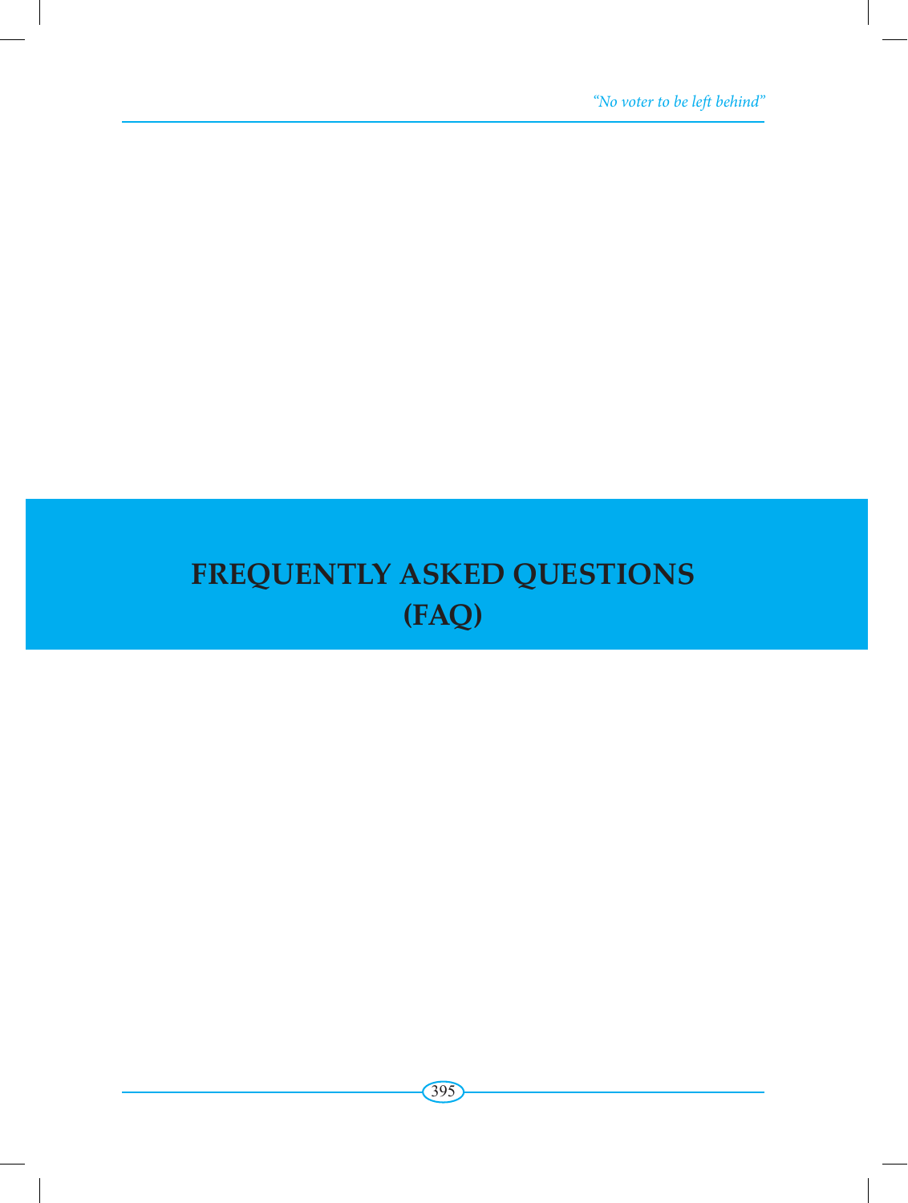# FREQUENTLY ASKED QUESTIONS (FAQ)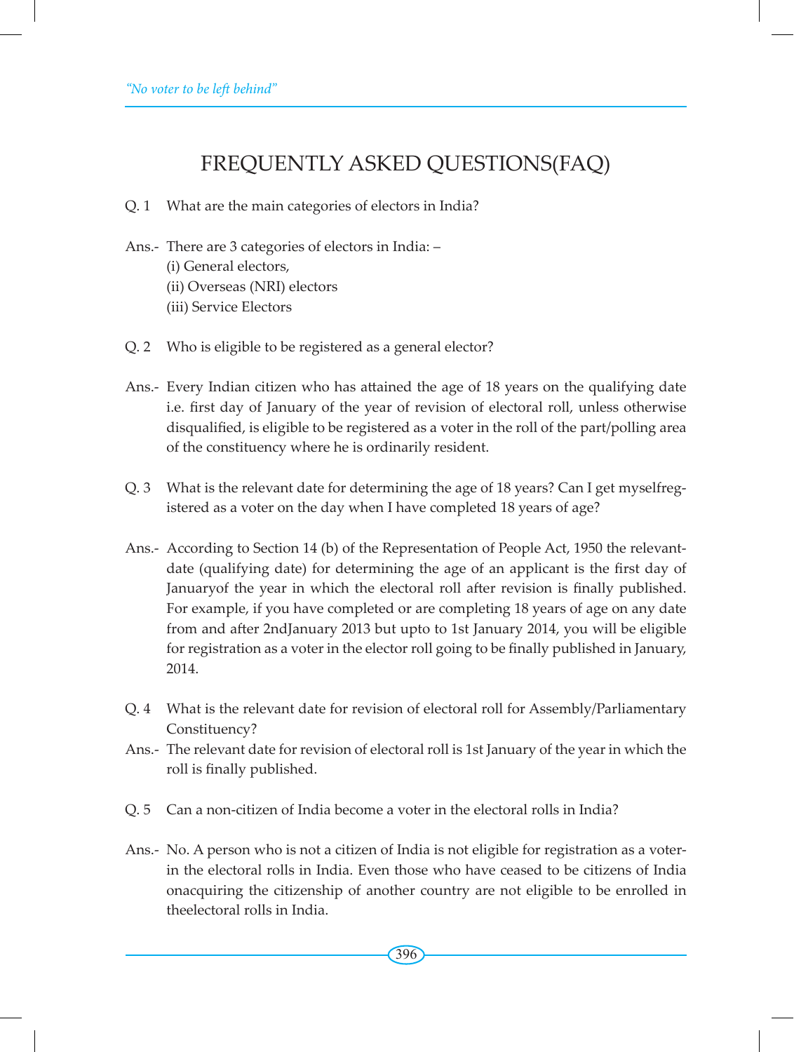# FREQUENTLY ASKED QUESTIONS(FAQ)

Q. 1 What are the main categories of electors in India?

Ans.- There are 3 categories of electors in India: –
(i) General electors,
(ii) Overseas (NRI) electors
(iii) Service Electors

Q. 2 Who is eligible to be registered as a general elector?

Ans.- Every Indian citizen who has attained the age of 18 years on the qualifying date i.e. first day of January of the year of revision of electoral roll, unless otherwise disqualified, is eligible to be registered as a voter in the roll of the part/polling area of the constituency where he is ordinarily resident.

Q. 3 What is the relevant date for determining the age of 18 years? Can I get myselfregistered as a voter on the day when I have completed 18 years of age?

Ans.- According to Section 14 (b) of the Representation of People Act, 1950 the relevantdate (qualifying date) for determining the age of an applicant is the first day of Januaryof the year in which the electoral roll after revision is finally published. For example, if you have completed or are completing 18 years of age on any date from and after 2ndJanuary 2013 but upto to 1st January 2014, you will be eligible for registration as a voter in the elector roll going to be finally published in January, 2014.

Q. 4 What is the relevant date for revision of electoral roll for Assembly/Parliamentary Constituency?

Ans.- The relevant date for revision of electoral roll is 1st January of the year in which the roll is finally published.

Q. 5 Can a non-citizen of India become a voter in the electoral rolls in India?

Ans.- No. A person who is not a citizen of India is not eligible for registration as a voterin the electoral rolls in India. Even those who have ceased to be citizens of India onacquiring the citizenship of another country are not eligible to be enrolled in theelectoral rolls in India.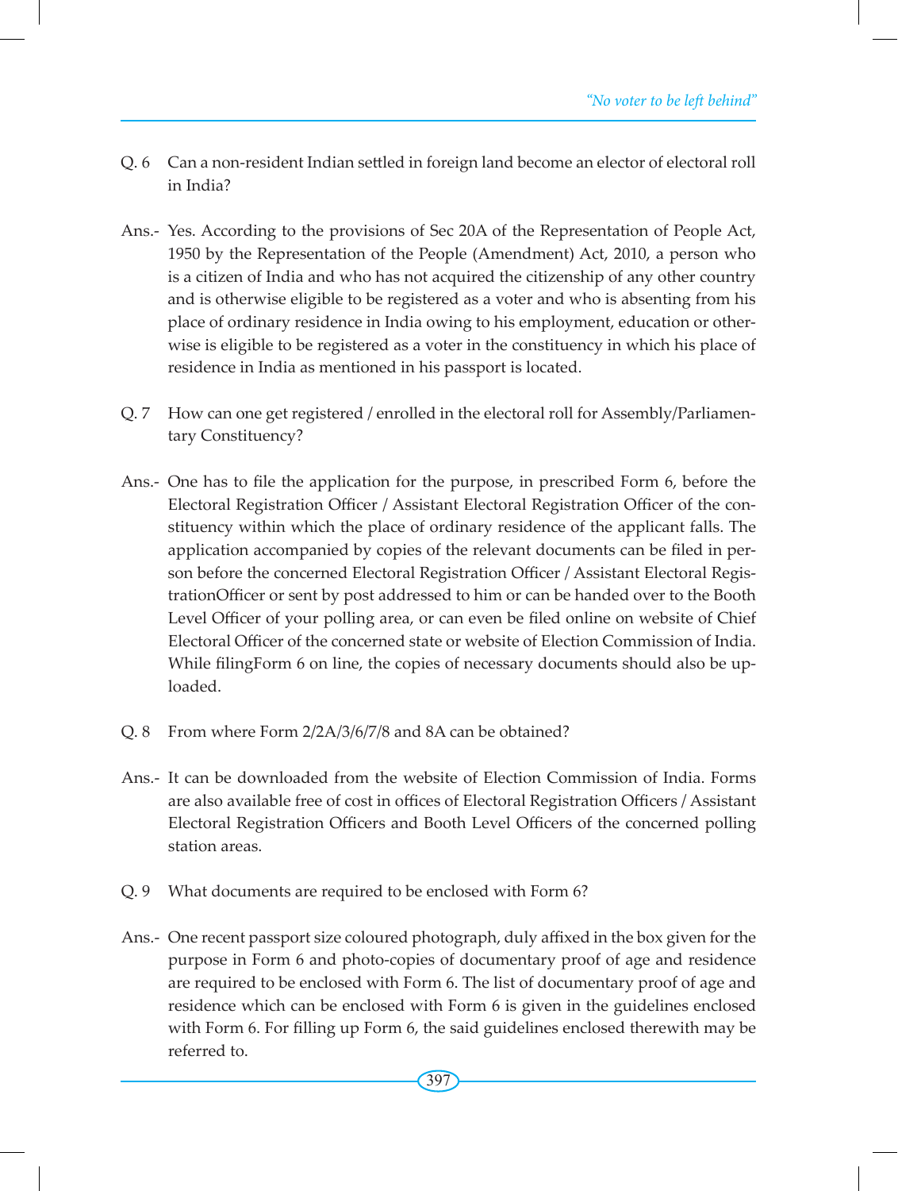Q. 6 Can a non-resident Indian settled in foreign land become an elector of electoral roll in India?

Ans.- Yes. According to the provisions of Sec 20A of the Representation of People Act, 1950 by the Representation of the People (Amendment) Act, 2010, a person who is a citizen of India and who has not acquired the citizenship of any other country and is otherwise eligible to be registered as a voter and who is absenting from his place of ordinary residence in India owing to his employment, education or otherwise is eligible to be registered as a voter in the constituency in which his place of residence in India as mentioned in his passport is located.

Q. 7 How can one get registered / enrolled in the electoral roll for Assembly/Parliamentary Constituency?

Ans.- One has to file the application for the purpose, in prescribed Form 6, before the Electoral Registration Officer / Assistant Electoral Registration Officer of the constituency within which the place of ordinary residence of the applicant falls. The application accompanied by copies of the relevant documents can be filed in person before the concerned Electoral Registration Officer / Assistant Electoral RegistrationOfficer or sent by post addressed to him or can be handed over to the Booth Level Officer of your polling area, or can even be filed online on website of Chief Electoral Officer of the concerned state or website of Election Commission of India. While filingForm 6 on line, the copies of necessary documents should also be uploaded.

Q. 8 From where Form 2/2A/3/6/7/8 and 8A can be obtained?

Ans.- It can be downloaded from the website of Election Commission of India. Forms are also available free of cost in offices of Electoral Registration Officers / Assistant Electoral Registration Officers and Booth Level Officers of the concerned polling station areas.

Q. 9 What documents are required to be enclosed with Form 6?

Ans.- One recent passport size coloured photograph, duly affixed in the box given for the purpose in Form 6 and photo-copies of documentary proof of age and residence are required to be enclosed with Form 6. The list of documentary proof of age and residence which can be enclosed with Form 6 is given in the guidelines enclosed with Form 6. For filling up Form 6, the said guidelines enclosed therewith may be referred to.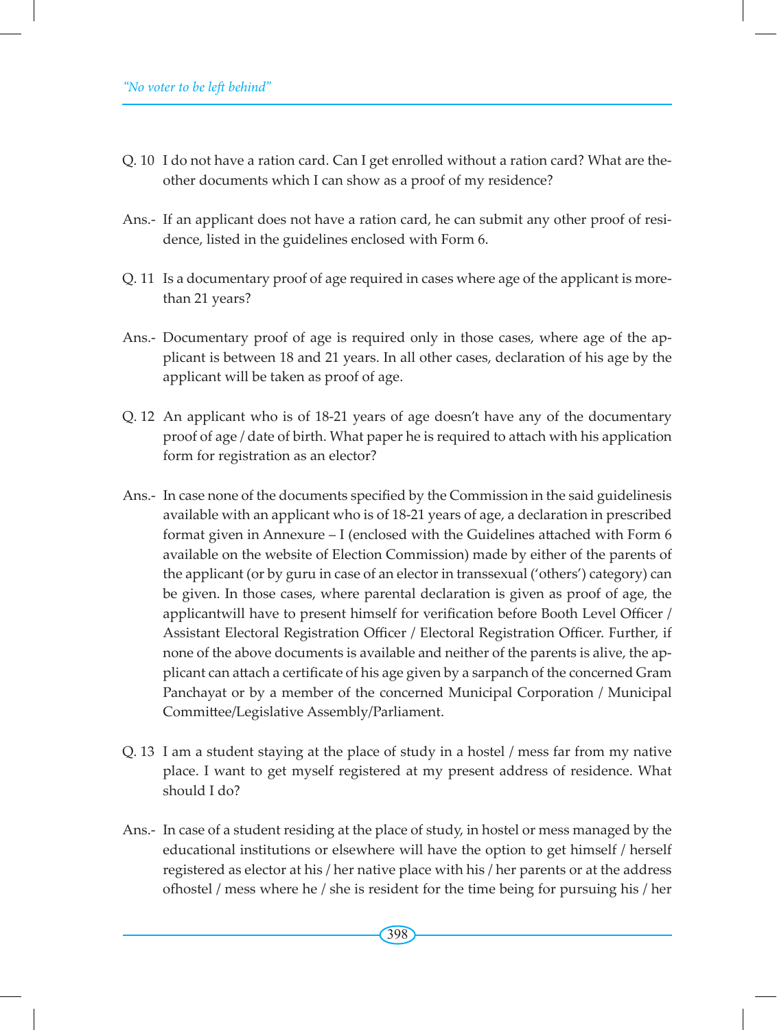Q. 10 I do not have a ration card. Can I get enrolled without a ration card? What are the other documents which I can show as a proof of my residence?

Ans.- If an applicant does not have a ration card, he can submit any other proof of residence, listed in the guidelines enclosed with Form 6.

Q. 11 Is a documentary proof of age required in cases where age of the applicant is more than 21 years?

Ans.- Documentary proof of age is required only in those cases, where age of the applicant is between 18 and 21 years. In all other cases, declaration of his age by the applicant will be taken as proof of age.

Q. 12 An applicant who is of 18-21 years of age doesn't have any of the documentary proof of age / date of birth. What paper he is required to attach with his application form for registration as an elector?

Ans.- In case none of the documents specified by the Commission in the said guidelinesis available with an applicant who is of 18-21 years of age, a declaration in prescribed format given in Annexure – I (enclosed with the Guidelines attached with Form 6 available on the website of Election Commission) made by either of the parents of the applicant (or by guru in case of an elector in transsexual ('others') category) can be given. In those cases, where parental declaration is given as proof of age, the applicantwill have to present himself for verification before Booth Level Officer / Assistant Electoral Registration Officer / Electoral Registration Officer. Further, if none of the above documents is available and neither of the parents is alive, the applicant can attach a certificate of his age given by a sarpanch of the concerned Gram Panchayat or by a member of the concerned Municipal Corporation / Municipal Committee/Legislative Assembly/Parliament.

Q. 13 I am a student staying at the place of study in a hostel / mess far from my native place. I want to get myself registered at my present address of residence. What should I do?

Ans.- In case of a student residing at the place of study, in hostel or mess managed by the educational institutions or elsewhere will have the option to get himself / herself registered as elector at his / her native place with his / her parents or at the address ofhostel / mess where he / she is resident for the time being for pursuing his / her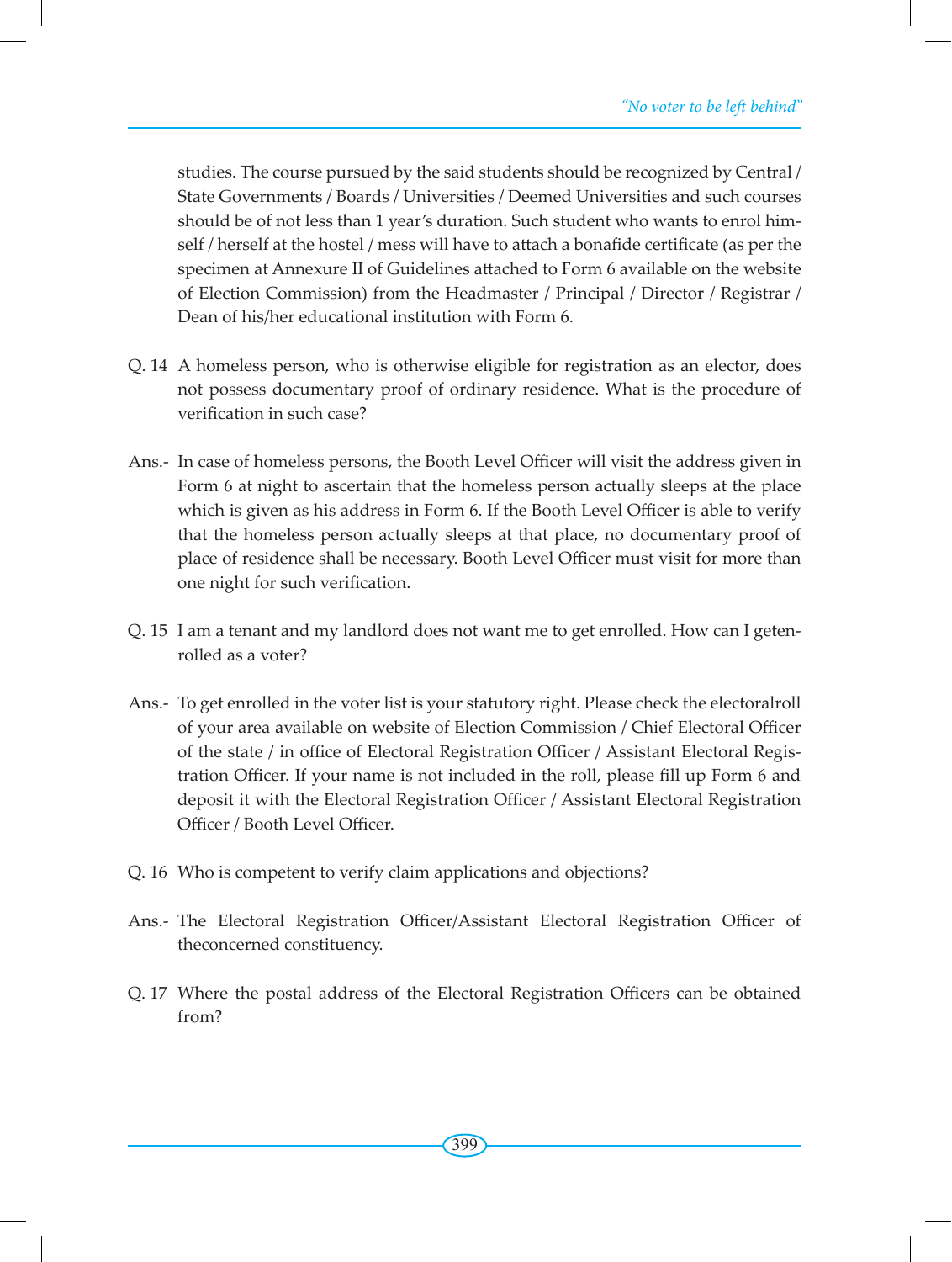studies. The course pursued by the said students should be recognized by Central / State Governments / Boards / Universities / Deemed Universities and such courses should be of not less than 1 year's duration. Such student who wants to enrol himself / herself at the hostel / mess will have to attach a bonafide certificate (as per the specimen at Annexure II of Guidelines attached to Form 6 available on the website of Election Commission) from the Headmaster / Principal / Director / Registrar / Dean of his/her educational institution with Form 6.

Q. 14 A homeless person, who is otherwise eligible for registration as an elector, does not possess documentary proof of ordinary residence. What is the procedure of verification in such case?

Ans.- In case of homeless persons, the Booth Level Officer will visit the address given in Form 6 at night to ascertain that the homeless person actually sleeps at the place which is given as his address in Form 6. If the Booth Level Officer is able to verify that the homeless person actually sleeps at that place, no documentary proof of place of residence shall be necessary. Booth Level Officer must visit for more than one night for such verification.

Q. 15 I am a tenant and my landlord does not want me to get enrolled. How can I getenrolled as a voter?

Ans.- To get enrolled in the voter list is your statutory right. Please check the electoralroll of your area available on website of Election Commission / Chief Electoral Officer of the state / in office of Electoral Registration Officer / Assistant Electoral Registration Officer. If your name is not included in the roll, please fill up Form 6 and deposit it with the Electoral Registration Officer / Assistant Electoral Registration Officer / Booth Level Officer.

Q. 16 Who is competent to verify claim applications and objections?

Ans.- The Electoral Registration Officer/Assistant Electoral Registration Officer of theconcerned constituency.

Q. 17 Where the postal address of the Electoral Registration Officers can be obtained from?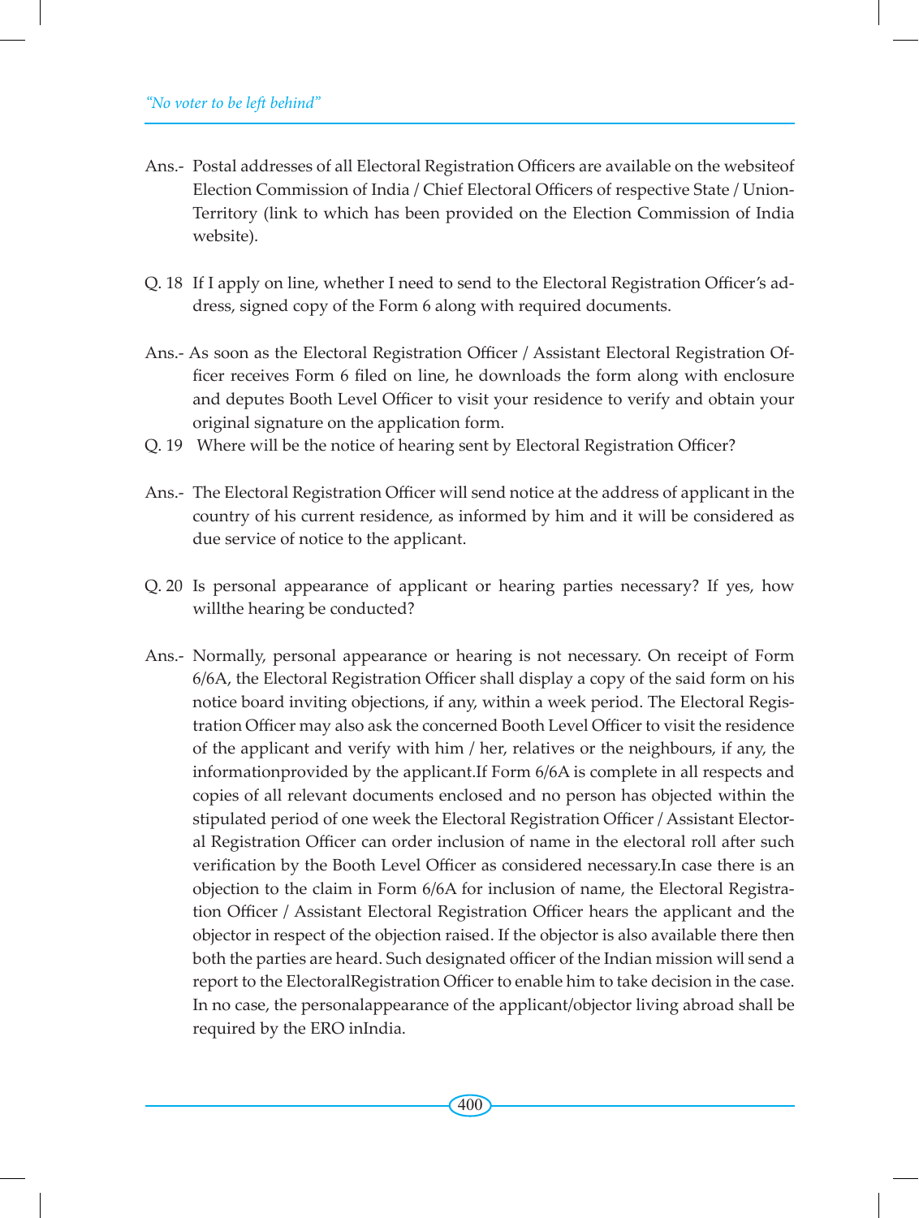Ans.- Postal addresses of all Electoral Registration Officers are available on the websiteof Election Commission of India / Chief Electoral Officers of respective State / Union-Territory (link to which has been provided on the Election Commission of India website).

Q. 18 If I apply on line, whether I need to send to the Electoral Registration Officer's address, signed copy of the Form 6 along with required documents.

Ans.- As soon as the Electoral Registration Officer / Assistant Electoral Registration Officer receives Form 6 filed on line, he downloads the form along with enclosure and deputes Booth Level Officer to visit your residence to verify and obtain your original signature on the application form.

Q. 19 Where will be the notice of hearing sent by Electoral Registration Officer?

Ans.- The Electoral Registration Officer will send notice at the address of applicant in the country of his current residence, as informed by him and it will be considered as due service of notice to the applicant.

Q. 20 Is personal appearance of applicant or hearing parties necessary? If yes, how willthe hearing be conducted?

Ans.- Normally, personal appearance or hearing is not necessary. On receipt of Form 6/6A, the Electoral Registration Officer shall display a copy of the said form on his notice board inviting objections, if any, within a week period. The Electoral Registration Officer may also ask the concerned Booth Level Officer to visit the residence of the applicant and verify with him / her, relatives or the neighbours, if any, the informationprovided by the applicant.If Form 6/6A is complete in all respects and copies of all relevant documents enclosed and no person has objected within the stipulated period of one week the Electoral Registration Officer / Assistant Electoral Registration Officer can order inclusion of name in the electoral roll after such verification by the Booth Level Officer as considered necessary.In case there is an objection to the claim in Form 6/6A for inclusion of name, the Electoral Registration Officer / Assistant Electoral Registration Officer hears the applicant and the objector in respect of the objection raised. If the objector is also available there then both the parties are heard. Such designated officer of the Indian mission will send a report to the ElectoralRegistration Officer to enable him to take decision in the case. In no case, the personalappearance of the applicant/objector living abroad shall be required by the ERO inIndia.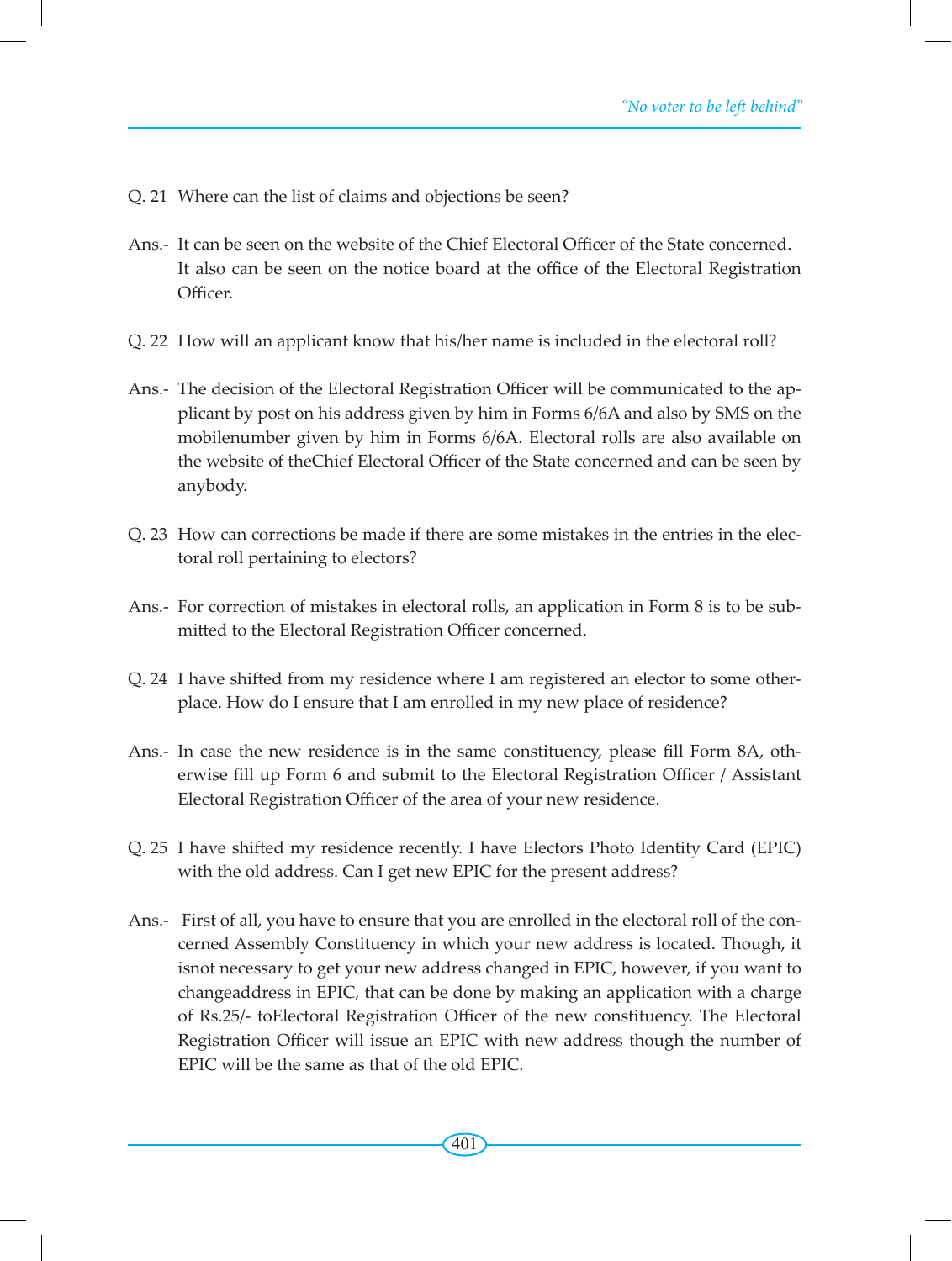Q. 21 Where can the list of claims and objections be seen?

Ans.- It can be seen on the website of the Chief Electoral Officer of the State concerned. It also can be seen on the notice board at the office of the Electoral Registration Officer.

Q. 22 How will an applicant know that his/her name is included in the electoral roll?

Ans.- The decision of the Electoral Registration Officer will be communicated to the applicant by post on his address given by him in Forms 6/6A and also by SMS on the mobilenumber given by him in Forms 6/6A. Electoral rolls are also available on the website of theChief Electoral Officer of the State concerned and can be seen by anybody.

Q. 23 How can corrections be made if there are some mistakes in the entries in the electoral roll pertaining to electors?

Ans.- For correction of mistakes in electoral rolls, an application in Form 8 is to be submitted to the Electoral Registration Officer concerned.

Q. 24 I have shifted from my residence where I am registered an elector to some otherplace. How do I ensure that I am enrolled in my new place of residence?

Ans.- In case the new residence is in the same constituency, please fill Form 8A, otherwise fill up Form 6 and submit to the Electoral Registration Officer / Assistant Electoral Registration Officer of the area of your new residence.

Q. 25 I have shifted my residence recently. I have Electors Photo Identity Card (EPIC) with the old address. Can I get new EPIC for the present address?

Ans.- First of all, you have to ensure that you are enrolled in the electoral roll of the concerned Assembly Constituency in which your new address is located. Though, it isnot necessary to get your new address changed in EPIC, however, if you want to changeaddress in EPIC, that can be done by making an application with a charge of Rs.25/- toElectoral Registration Officer of the new constituency. The Electoral Registration Officer will issue an EPIC with new address though the number of EPIC will be the same as that of the old EPIC.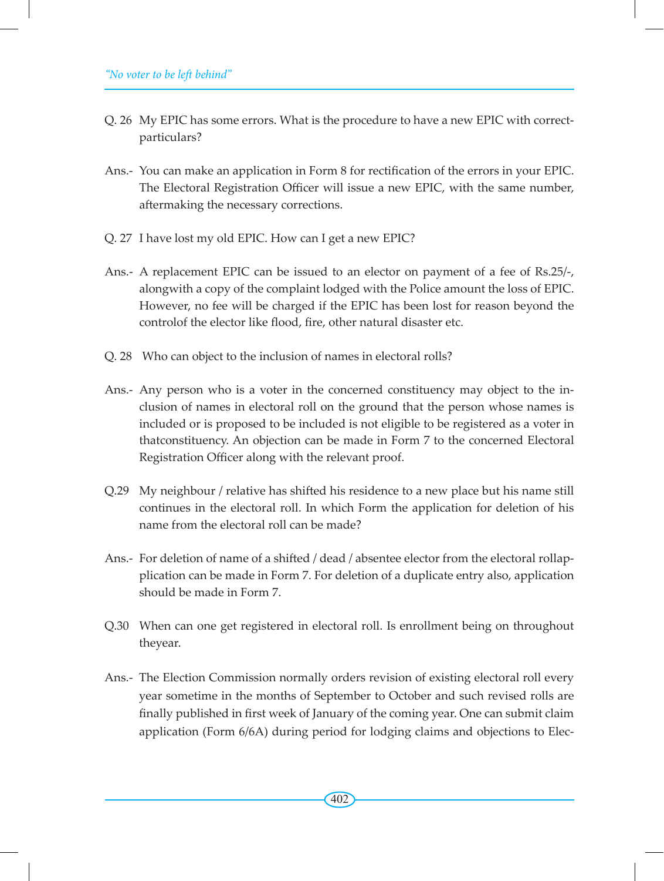Q. 26 My EPIC has some errors. What is the procedure to have a new EPIC with correct-particulars?

Ans.- You can make an application in Form 8 for rectification of the errors in your EPIC. The Electoral Registration Officer will issue a new EPIC, with the same number, aftermaking the necessary corrections.

Q. 27 I have lost my old EPIC. How can I get a new EPIC?

Ans.- A replacement EPIC can be issued to an elector on payment of a fee of Rs.25/-, alongwith a copy of the complaint lodged with the Police amount the loss of EPIC. However, no fee will be charged if the EPIC has been lost for reason beyond the controlof the elector like flood, fire, other natural disaster etc.

Q. 28 Who can object to the inclusion of names in electoral rolls?

Ans.- Any person who is a voter in the concerned constituency may object to the inclusion of names in electoral roll on the ground that the person whose names is included or is proposed to be included is not eligible to be registered as a voter in thatconstituency. An objection can be made in Form 7 to the concerned Electoral Registration Officer along with the relevant proof.

Q.29 My neighbour / relative has shifted his residence to a new place but his name still continues in the electoral roll. In which Form the application for deletion of his name from the electoral roll can be made?

Ans.- For deletion of name of a shifted / dead / absentee elector from the electoral rollapplication can be made in Form 7. For deletion of a duplicate entry also, application should be made in Form 7.

Q.30 When can one get registered in electoral roll. Is enrollment being on throughout theyear.

Ans.- The Election Commission normally orders revision of existing electoral roll every year sometime in the months of September to October and such revised rolls are finally published in first week of January of the coming year. One can submit claim application (Form 6/6A) during period for lodging claims and objections to Elec-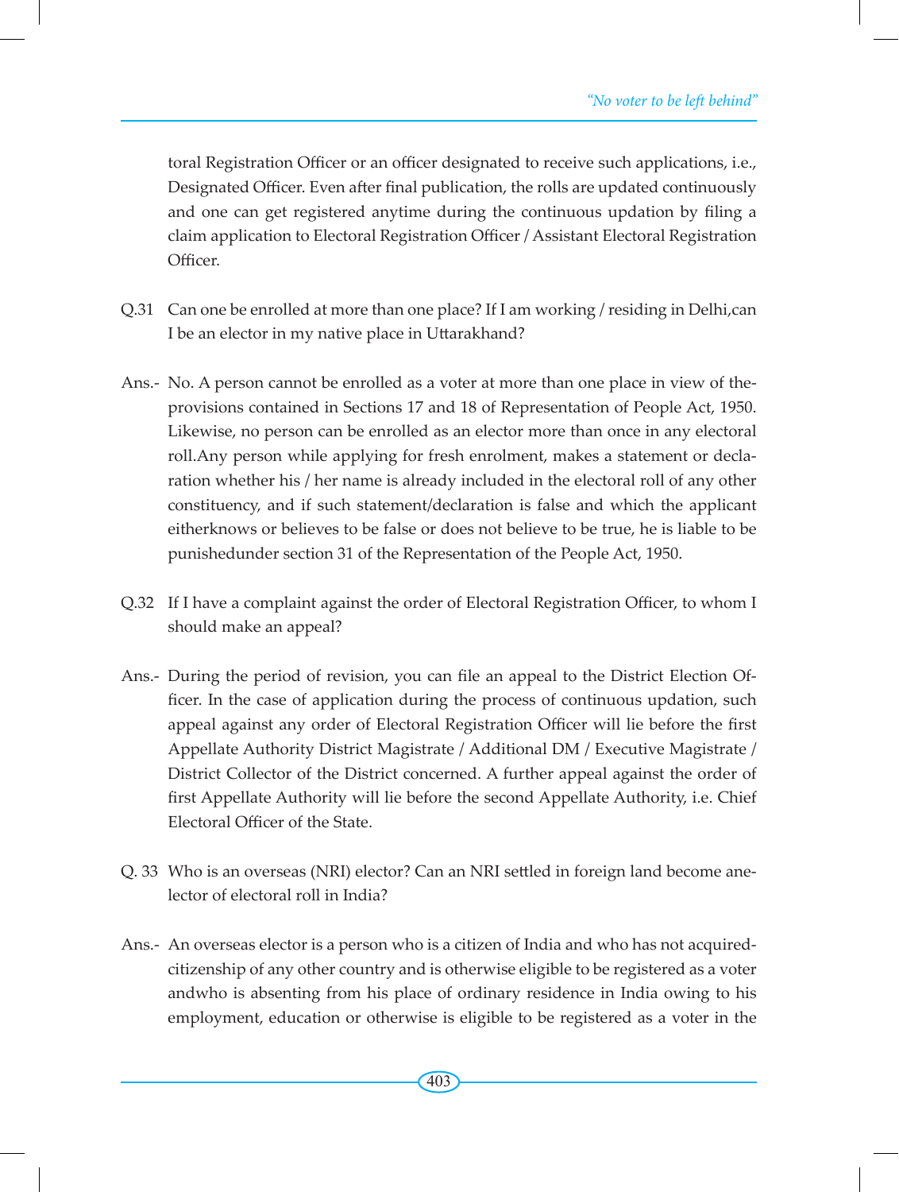toral Registration Officer or an officer designated to receive such applications, i.e., Designated Officer. Even after final publication, the rolls are updated continuously and one can get registered anytime during the continuous updation by filing a claim application to Electoral Registration Officer / Assistant Electoral Registration Officer.

Q.31 Can one be enrolled at more than one place? If I am working / residing in Delhi,can I be an elector in my native place in Uttarakhand?

Ans.- No. A person cannot be enrolled as a voter at more than one place in view of the-provisions contained in Sections 17 and 18 of Representation of People Act, 1950. Likewise, no person can be enrolled as an elector more than once in any electoral roll.Any person while applying for fresh enrolment, makes a statement or declaration whether his / her name is already included in the electoral roll of any other constituency, and if such statement/declaration is false and which the applicant eitherknows or believes to be false or does not believe to be true, he is liable to be punishedunder section 31 of the Representation of the People Act, 1950.

Q.32 If I have a complaint against the order of Electoral Registration Officer, to whom I should make an appeal?

Ans.- During the period of revision, you can file an appeal to the District Election Officer. In the case of application during the process of continuous updation, such appeal against any order of Electoral Registration Officer will lie before the first Appellate Authority District Magistrate / Additional DM / Executive Magistrate / District Collector of the District concerned. A further appeal against the order of first Appellate Authority will lie before the second Appellate Authority, i.e. Chief Electoral Officer of the State.

Q. 33 Who is an overseas (NRI) elector? Can an NRI settled in foreign land become anelector of electoral roll in India?

Ans.- An overseas elector is a person who is a citizen of India and who has not acquiredcitizenship of any other country and is otherwise eligible to be registered as a voter andwho is absenting from his place of ordinary residence in India owing to his employment, education or otherwise is eligible to be registered as a voter in the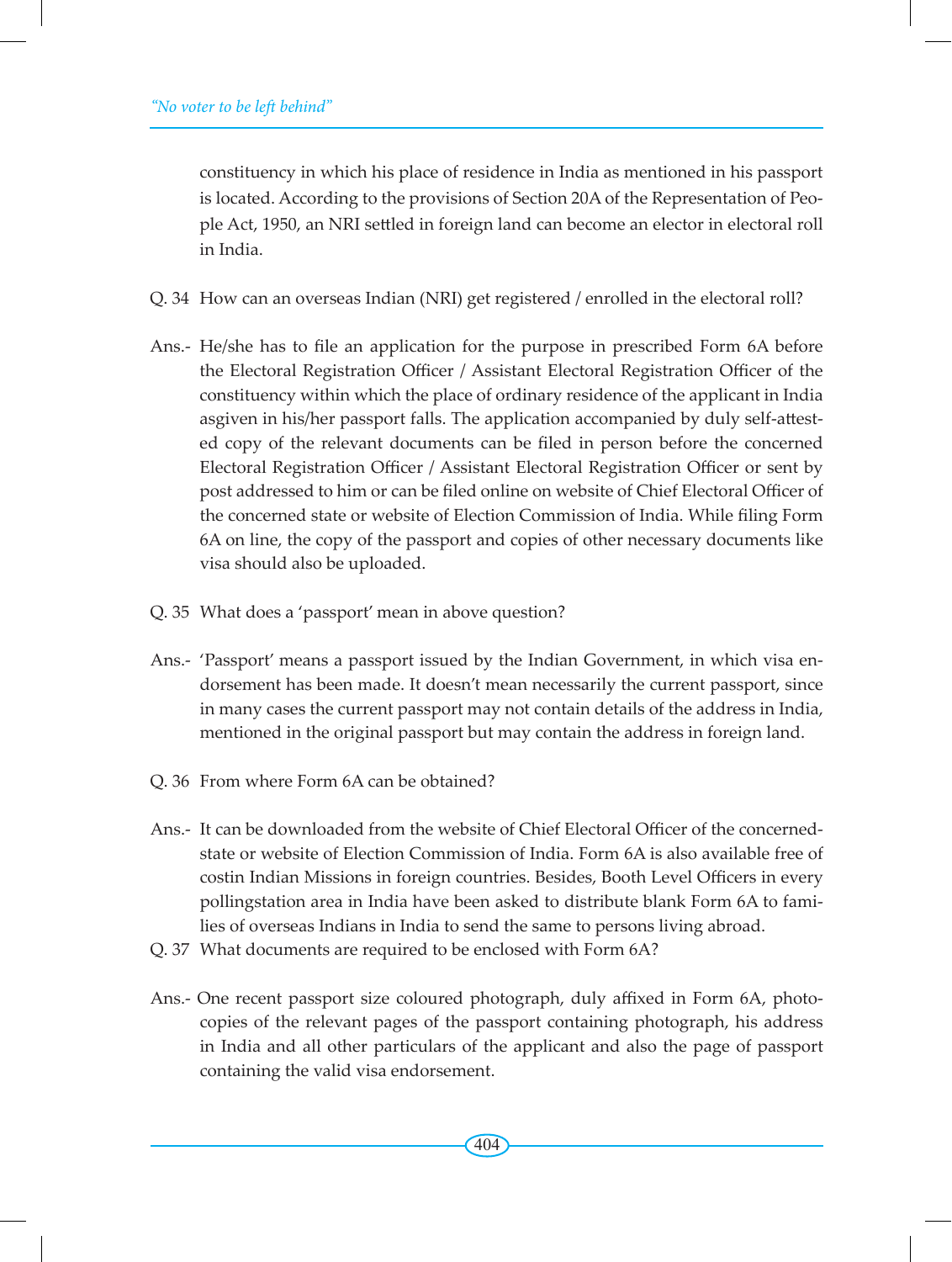constituency in which his place of residence in India as mentioned in his passport is located. According to the provisions of Section 20A of the Representation of People Act, 1950, an NRI settled in foreign land can become an elector in electoral roll in India.

Q. 34 How can an overseas Indian (NRI) get registered / enrolled in the electoral roll?

Ans.- He/she has to file an application for the purpose in prescribed Form 6A before the Electoral Registration Officer / Assistant Electoral Registration Officer of the constituency within which the place of ordinary residence of the applicant in India asgiven in his/her passport falls. The application accompanied by duly self-attested copy of the relevant documents can be filed in person before the concerned Electoral Registration Officer / Assistant Electoral Registration Officer or sent by post addressed to him or can be filed online on website of Chief Electoral Officer of the concerned state or website of Election Commission of India. While filing Form 6A on line, the copy of the passport and copies of other necessary documents like visa should also be uploaded.

Q. 35 What does a 'passport' mean in above question?

Ans.- 'Passport' means a passport issued by the Indian Government, in which visa endorsement has been made. It doesn't mean necessarily the current passport, since in many cases the current passport may not contain details of the address in India, mentioned in the original passport but may contain the address in foreign land.

Q. 36 From where Form 6A can be obtained?

Ans.- It can be downloaded from the website of Chief Electoral Officer of the concerned-state or website of Election Commission of India. Form 6A is also available free of costin Indian Missions in foreign countries. Besides, Booth Level Officers in every pollingstation area in India have been asked to distribute blank Form 6A to families of overseas Indians in India to send the same to persons living abroad.

Q. 37 What documents are required to be enclosed with Form 6A?

Ans.- One recent passport size coloured photograph, duly affixed in Form 6A, photocopies of the relevant pages of the passport containing photograph, his address in India and all other particulars of the applicant and also the page of passport containing the valid visa endorsement.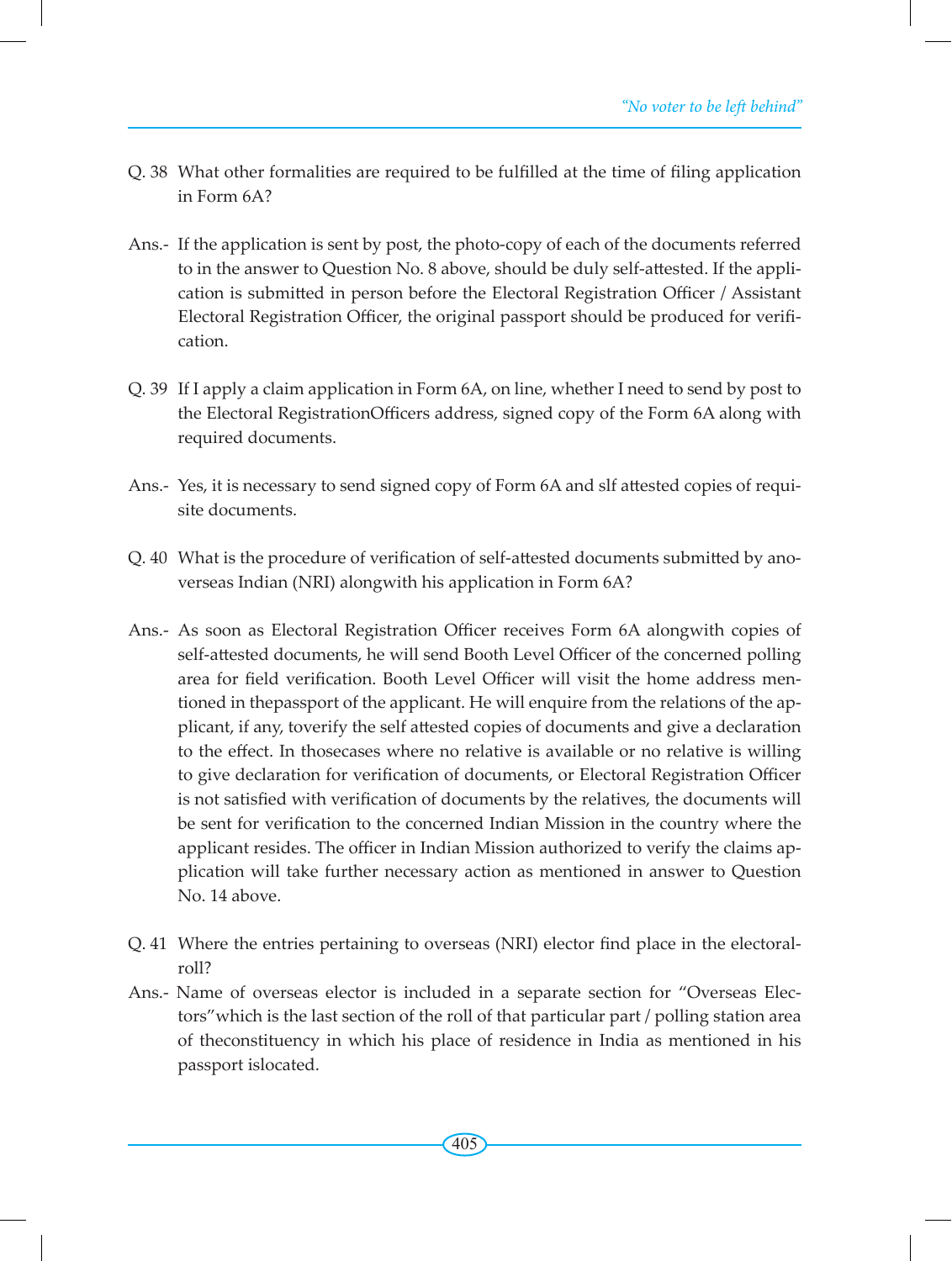Q. 38 What other formalities are required to be fulfilled at the time of filing application in Form 6A?

Ans.- If the application is sent by post, the photo-copy of each of the documents referred to in the answer to Question No. 8 above, should be duly self-attested. If the application is submitted in person before the Electoral Registration Officer / Assistant Electoral Registration Officer, the original passport should be produced for verification.

Q. 39 If I apply a claim application in Form 6A, on line, whether I need to send by post to the Electoral RegistrationOfficers address, signed copy of the Form 6A along with required documents.

Ans.- Yes, it is necessary to send signed copy of Form 6A and slf attested copies of requisite documents.

Q. 40 What is the procedure of verification of self-attested documents submitted by anoverseas Indian (NRI) alongwith his application in Form 6A?

Ans.- As soon as Electoral Registration Officer receives Form 6A alongwith copies of self-attested documents, he will send Booth Level Officer of the concerned polling area for field verification. Booth Level Officer will visit the home address mentioned in thepassport of the applicant. He will enquire from the relations of the applicant, if any, toverify the self attested copies of documents and give a declaration to the effect. In thosecases where no relative is available or no relative is willing to give declaration for verification of documents, or Electoral Registration Officer is not satisfied with verification of documents by the relatives, the documents will be sent for verification to the concerned Indian Mission in the country where the applicant resides. The officer in Indian Mission authorized to verify the claims application will take further necessary action as mentioned in answer to Question No. 14 above.

Q. 41 Where the entries pertaining to overseas (NRI) elector find place in the electoral-roll?

Ans.- Name of overseas elector is included in a separate section for "Overseas Electors"which is the last section of the roll of that particular part / polling station area of theconstituency in which his place of residence in India as mentioned in his passport islocated.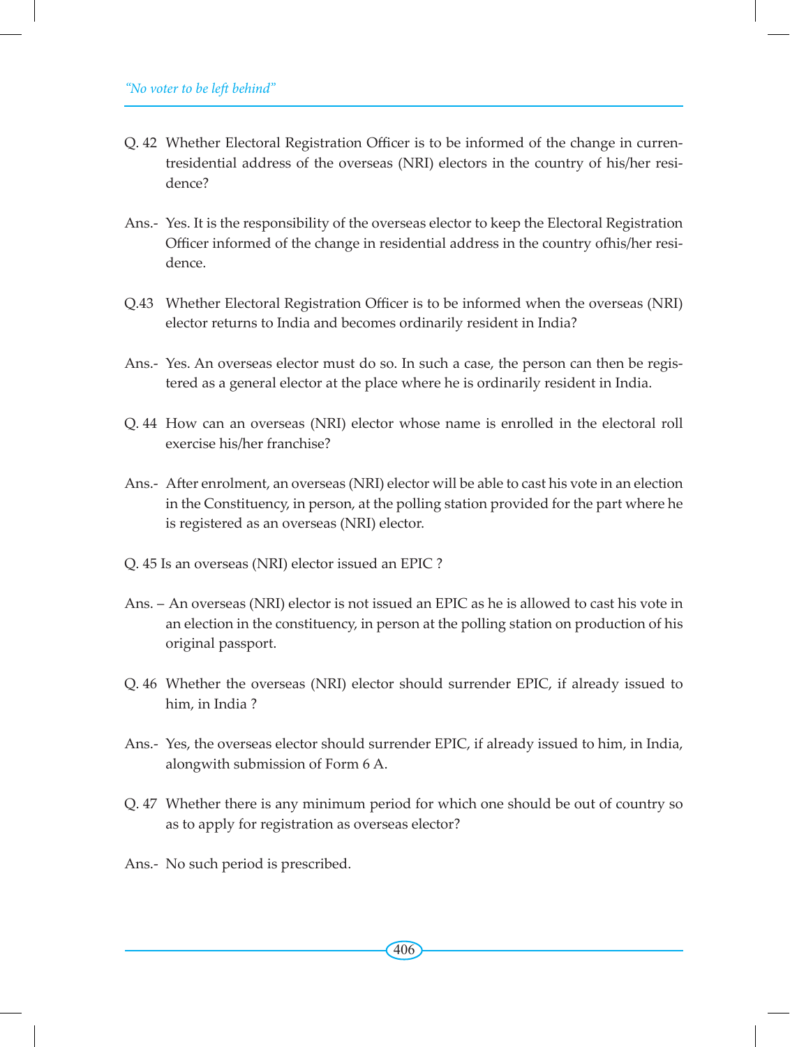Q. 42 Whether Electoral Registration Officer is to be informed of the change in currentresidential address of the overseas (NRI) electors in the country of his/her residence?

Ans.- Yes. It is the responsibility of the overseas elector to keep the Electoral Registration Officer informed of the change in residential address in the country ofhis/her residence.

Q.43 Whether Electoral Registration Officer is to be informed when the overseas (NRI) elector returns to India and becomes ordinarily resident in India?

Ans.- Yes. An overseas elector must do so. In such a case, the person can then be registered as a general elector at the place where he is ordinarily resident in India.

Q. 44 How can an overseas (NRI) elector whose name is enrolled in the electoral roll exercise his/her franchise?

Ans.- After enrolment, an overseas (NRI) elector will be able to cast his vote in an election in the Constituency, in person, at the polling station provided for the part where he is registered as an overseas (NRI) elector.

Q. 45 Is an overseas (NRI) elector issued an EPIC ?

Ans. – An overseas (NRI) elector is not issued an EPIC as he is allowed to cast his vote in an election in the constituency, in person at the polling station on production of his original passport.

Q. 46 Whether the overseas (NRI) elector should surrender EPIC, if already issued to him, in India ?

Ans.- Yes, the overseas elector should surrender EPIC, if already issued to him, in India, alongwith submission of Form 6 A.

Q. 47 Whether there is any minimum period for which one should be out of country so as to apply for registration as overseas elector?

Ans.- No such period is prescribed.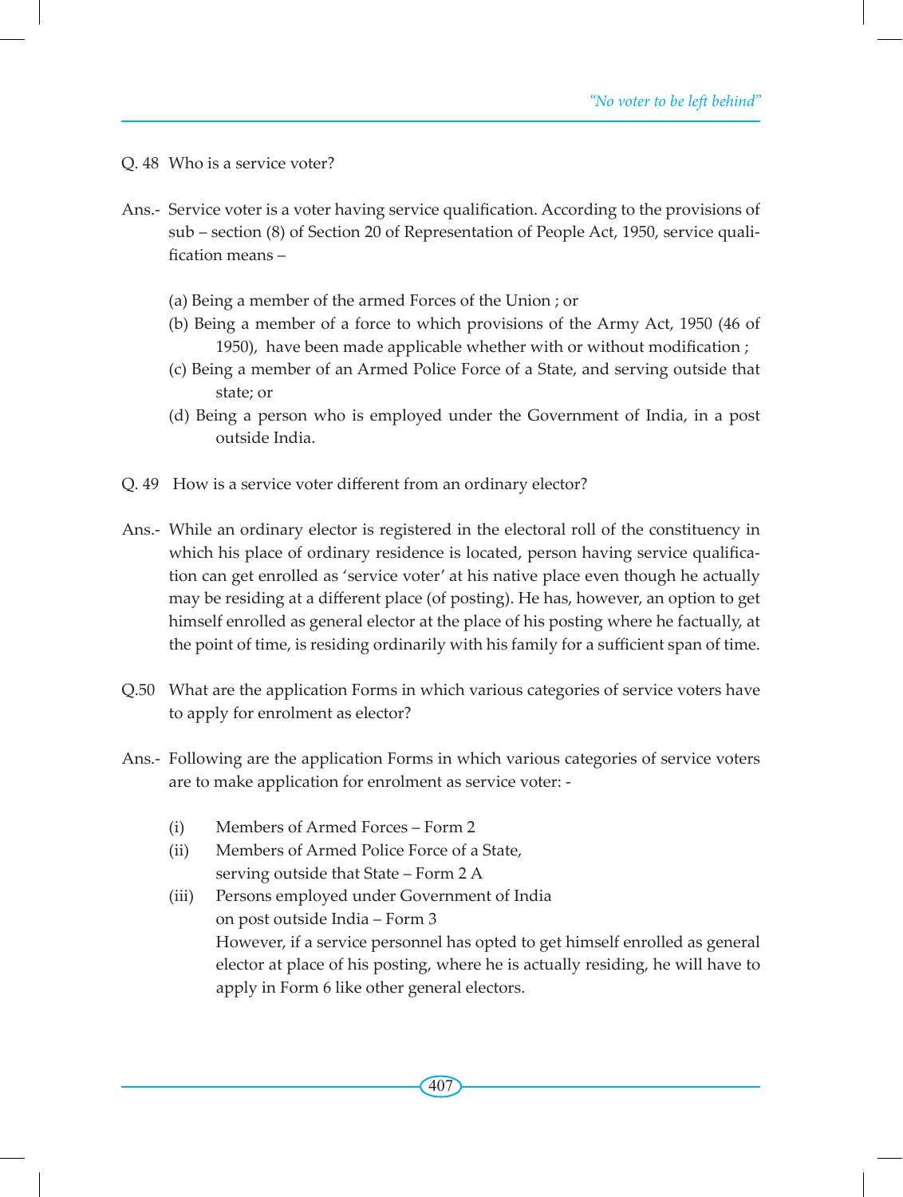Q. 48 Who is a service voter?

Ans.- Service voter is a voter having service qualification. According to the provisions of sub – section (8) of Section 20 of Representation of People Act, 1950, service qualification means –

(a) Being a member of the armed Forces of the Union ; or

(b) Being a member of a force to which provisions of the Army Act, 1950 (46 of 1950), have been made applicable whether with or without modification ;

(c) Being a member of an Armed Police Force of a State, and serving outside that state; or

(d) Being a person who is employed under the Government of India, in a post outside India.

Q. 49 How is a service voter different from an ordinary elector?

Ans.- While an ordinary elector is registered in the electoral roll of the constituency in which his place of ordinary residence is located, person having service qualification can get enrolled as 'service voter' at his native place even though he actually may be residing at a different place (of posting). He has, however, an option to get himself enrolled as general elector at the place of his posting where he factually, at the point of time, is residing ordinarily with his family for a sufficient span of time.

Q.50 What are the application Forms in which various categories of service voters have to apply for enrolment as elector?

Ans.- Following are the application Forms in which various categories of service voters are to make application for enrolment as service voter: -

(i) Members of Armed Forces – Form 2

(ii) Members of Armed Police Force of a State, serving outside that State – Form 2 A

(iii) Persons employed under Government of India on post outside India – Form 3

However, if a service personnel has opted to get himself enrolled as general elector at place of his posting, where he is actually residing, he will have to apply in Form 6 like other general electors.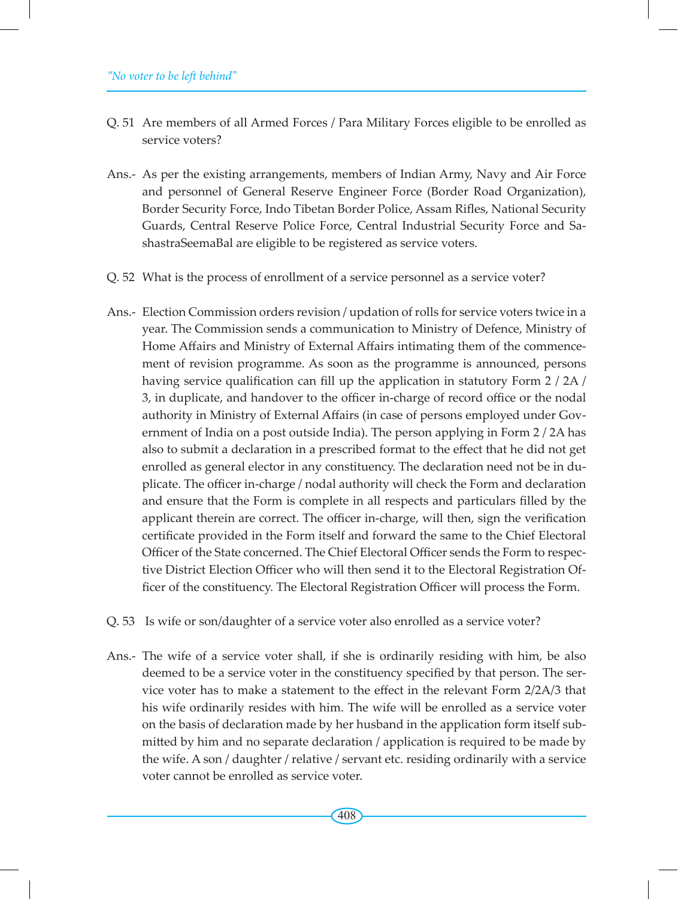Q. 51 Are members of all Armed Forces / Para Military Forces eligible to be enrolled as service voters?

Ans.- As per the existing arrangements, members of Indian Army, Navy and Air Force and personnel of General Reserve Engineer Force (Border Road Organization), Border Security Force, Indo Tibetan Border Police, Assam Rifles, National Security Guards, Central Reserve Police Force, Central Industrial Security Force and SashastraSeemaBal are eligible to be registered as service voters.

Q. 52 What is the process of enrollment of a service personnel as a service voter?

Ans.- Election Commission orders revision / updation of rolls for service voters twice in a year. The Commission sends a communication to Ministry of Defence, Ministry of Home Affairs and Ministry of External Affairs intimating them of the commencement of revision programme. As soon as the programme is announced, persons having service qualification can fill up the application in statutory Form 2 / 2A / 3, in duplicate, and handover to the officer in-charge of record office or the nodal authority in Ministry of External Affairs (in case of persons employed under Government of India on a post outside India). The person applying in Form 2 / 2A has also to submit a declaration in a prescribed format to the effect that he did not get enrolled as general elector in any constituency. The declaration need not be in duplicate. The officer in-charge / nodal authority will check the Form and declaration and ensure that the Form is complete in all respects and particulars filled by the applicant therein are correct. The officer in-charge, will then, sign the verification certificate provided in the Form itself and forward the same to the Chief Electoral Officer of the State concerned. The Chief Electoral Officer sends the Form to respective District Election Officer who will then send it to the Electoral Registration Officer of the constituency. The Electoral Registration Officer will process the Form.

Q. 53 Is wife or son/daughter of a service voter also enrolled as a service voter?

Ans.- The wife of a service voter shall, if she is ordinarily residing with him, be also deemed to be a service voter in the constituency specified by that person. The service voter has to make a statement to the effect in the relevant Form 2/2A/3 that his wife ordinarily resides with him. The wife will be enrolled as a service voter on the basis of declaration made by her husband in the application form itself submitted by him and no separate declaration / application is required to be made by the wife. A son / daughter / relative / servant etc. residing ordinarily with a service voter cannot be enrolled as service voter.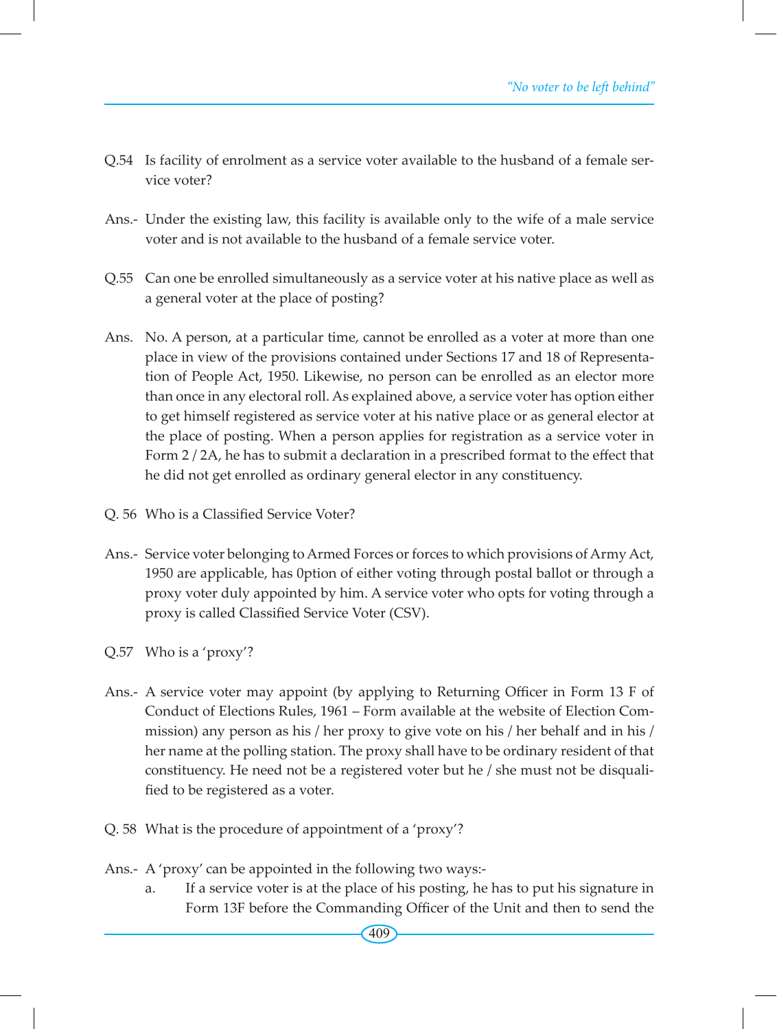Q.54 Is facility of enrolment as a service voter available to the husband of a female service voter?

Ans.- Under the existing law, this facility is available only to the wife of a male service voter and is not available to the husband of a female service voter.

Q.55 Can one be enrolled simultaneously as a service voter at his native place as well as a general voter at the place of posting?

Ans. No. A person, at a particular time, cannot be enrolled as a voter at more than one place in view of the provisions contained under Sections 17 and 18 of Representation of People Act, 1950. Likewise, no person can be enrolled as an elector more than once in any electoral roll. As explained above, a service voter has option either to get himself registered as service voter at his native place or as general elector at the place of posting. When a person applies for registration as a service voter in Form 2 / 2A, he has to submit a declaration in a prescribed format to the effect that he did not get enrolled as ordinary general elector in any constituency.

Q. 56 Who is a Classified Service Voter?

Ans.- Service voter belonging to Armed Forces or forces to which provisions of Army Act, 1950 are applicable, has 0ption of either voting through postal ballot or through a proxy voter duly appointed by him. A service voter who opts for voting through a proxy is called Classified Service Voter (CSV).

Q.57 Who is a 'proxy'?

Ans.- A service voter may appoint (by applying to Returning Officer in Form 13 F of Conduct of Elections Rules, 1961 – Form available at the website of Election Commission) any person as his / her proxy to give vote on his / her behalf and in his / her name at the polling station. The proxy shall have to be ordinary resident of that constituency. He need not be a registered voter but he / she must not be disqualified to be registered as a voter.

Q. 58 What is the procedure of appointment of a 'proxy'?

Ans.- A 'proxy' can be appointed in the following two ways:-

a. If a service voter is at the place of his posting, he has to put his signature in Form 13F before the Commanding Officer of the Unit and then to send the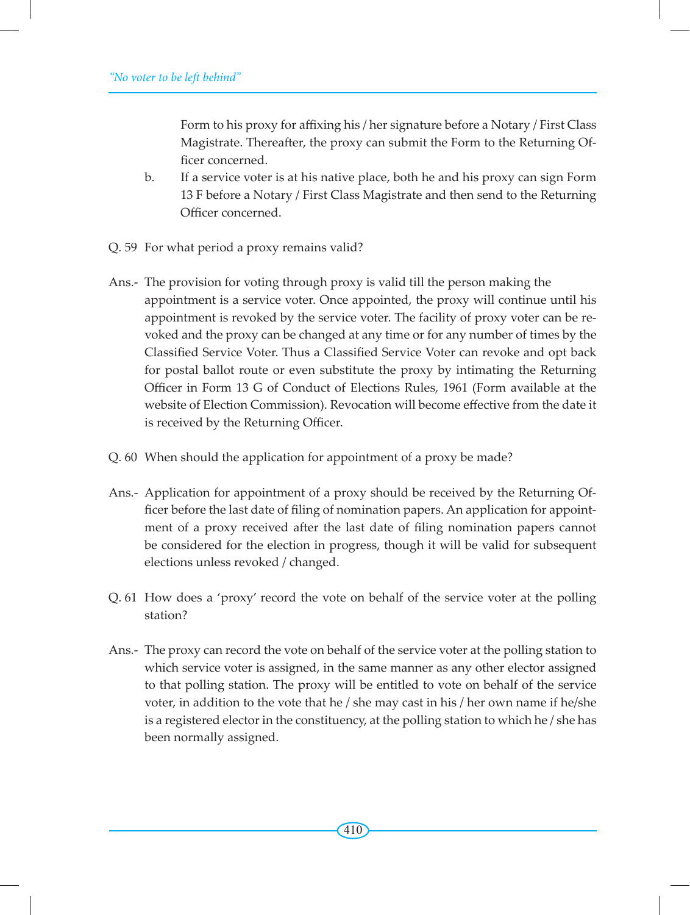Form to his proxy for affixing his / her signature before a Notary / First Class Magistrate. Thereafter, the proxy can submit the Form to the Returning Officer concerned.

b. If a service voter is at his native place, both he and his proxy can sign Form 13 F before a Notary / First Class Magistrate and then send to the Returning Officer concerned.

Q. 59 For what period a proxy remains valid?

Ans.- The provision for voting through proxy is valid till the person making the appointment is a service voter. Once appointed, the proxy will continue until his appointment is revoked by the service voter. The facility of proxy voter can be revoked and the proxy can be changed at any time or for any number of times by the Classified Service Voter. Thus a Classified Service Voter can revoke and opt back for postal ballot route or even substitute the proxy by intimating the Returning Officer in Form 13 G of Conduct of Elections Rules, 1961 (Form available at the website of Election Commission). Revocation will become effective from the date it is received by the Returning Officer.

Q. 60 When should the application for appointment of a proxy be made?

Ans.- Application for appointment of a proxy should be received by the Returning Officer before the last date of filing of nomination papers. An application for appointment of a proxy received after the last date of filing nomination papers cannot be considered for the election in progress, though it will be valid for subsequent elections unless revoked / changed.

Q. 61 How does a 'proxy' record the vote on behalf of the service voter at the polling station?

Ans.- The proxy can record the vote on behalf of the service voter at the polling station to which service voter is assigned, in the same manner as any other elector assigned to that polling station. The proxy will be entitled to vote on behalf of the service voter, in addition to the vote that he / she may cast in his / her own name if he/she is a registered elector in the constituency, at the polling station to which he / she has been normally assigned.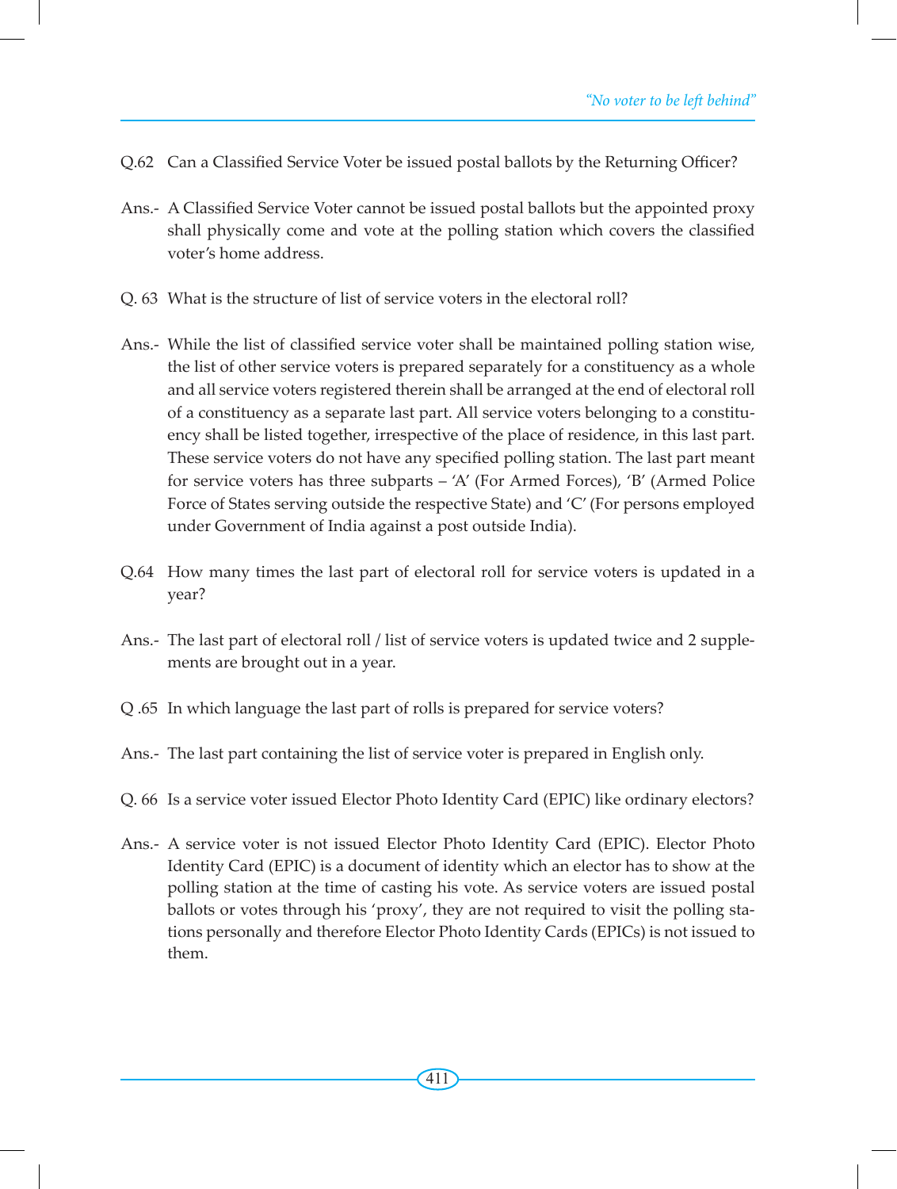Q.62 Can a Classified Service Voter be issued postal ballots by the Returning Officer?

Ans.- A Classified Service Voter cannot be issued postal ballots but the appointed proxy shall physically come and vote at the polling station which covers the classified voter's home address.

Q. 63 What is the structure of list of service voters in the electoral roll?

Ans.- While the list of classified service voter shall be maintained polling station wise, the list of other service voters is prepared separately for a constituency as a whole and all service voters registered therein shall be arranged at the end of electoral roll of a constituency as a separate last part. All service voters belonging to a constituency shall be listed together, irrespective of the place of residence, in this last part. These service voters do not have any specified polling station. The last part meant for service voters has three subparts – 'A' (For Armed Forces), 'B' (Armed Police Force of States serving outside the respective State) and 'C' (For persons employed under Government of India against a post outside India).

Q.64 How many times the last part of electoral roll for service voters is updated in a year?

Ans.- The last part of electoral roll / list of service voters is updated twice and 2 supplements are brought out in a year.

Q .65 In which language the last part of rolls is prepared for service voters?

Ans.- The last part containing the list of service voter is prepared in English only.

Q. 66 Is a service voter issued Elector Photo Identity Card (EPIC) like ordinary electors?

Ans.- A service voter is not issued Elector Photo Identity Card (EPIC). Elector Photo Identity Card (EPIC) is a document of identity which an elector has to show at the polling station at the time of casting his vote. As service voters are issued postal ballots or votes through his 'proxy', they are not required to visit the polling stations personally and therefore Elector Photo Identity Cards (EPICs) is not issued to them.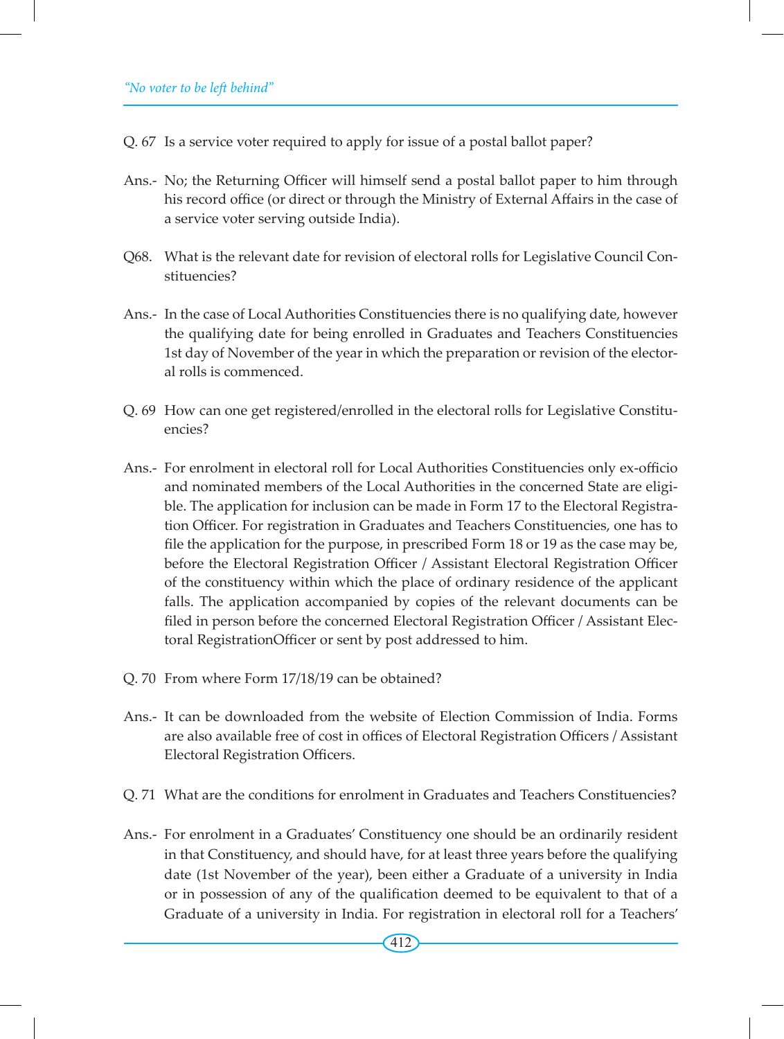Q. 67 Is a service voter required to apply for issue of a postal ballot paper?

Ans.- No; the Returning Officer will himself send a postal ballot paper to him through his record office (or direct or through the Ministry of External Affairs in the case of a service voter serving outside India).

Q68. What is the relevant date for revision of electoral rolls for Legislative Council Constituencies?

Ans.- In the case of Local Authorities Constituencies there is no qualifying date, however the qualifying date for being enrolled in Graduates and Teachers Constituencies 1st day of November of the year in which the preparation or revision of the electoral rolls is commenced.

Q. 69 How can one get registered/enrolled in the electoral rolls for Legislative Constituencies?

Ans.- For enrolment in electoral roll for Local Authorities Constituencies only ex-officio and nominated members of the Local Authorities in the concerned State are eligible. The application for inclusion can be made in Form 17 to the Electoral Registration Officer. For registration in Graduates and Teachers Constituencies, one has to file the application for the purpose, in prescribed Form 18 or 19 as the case may be, before the Electoral Registration Officer / Assistant Electoral Registration Officer of the constituency within which the place of ordinary residence of the applicant falls. The application accompanied by copies of the relevant documents can be filed in person before the concerned Electoral Registration Officer / Assistant Electoral RegistrationOfficer or sent by post addressed to him.

Q. 70 From where Form 17/18/19 can be obtained?

Ans.- It can be downloaded from the website of Election Commission of India. Forms are also available free of cost in offices of Electoral Registration Officers / Assistant Electoral Registration Officers.

Q. 71 What are the conditions for enrolment in Graduates and Teachers Constituencies?

Ans.- For enrolment in a Graduates' Constituency one should be an ordinarily resident in that Constituency, and should have, for at least three years before the qualifying date (1st November of the year), been either a Graduate of a university in India or in possession of any of the qualification deemed to be equivalent to that of a Graduate of a university in India. For registration in electoral roll for a Teachers'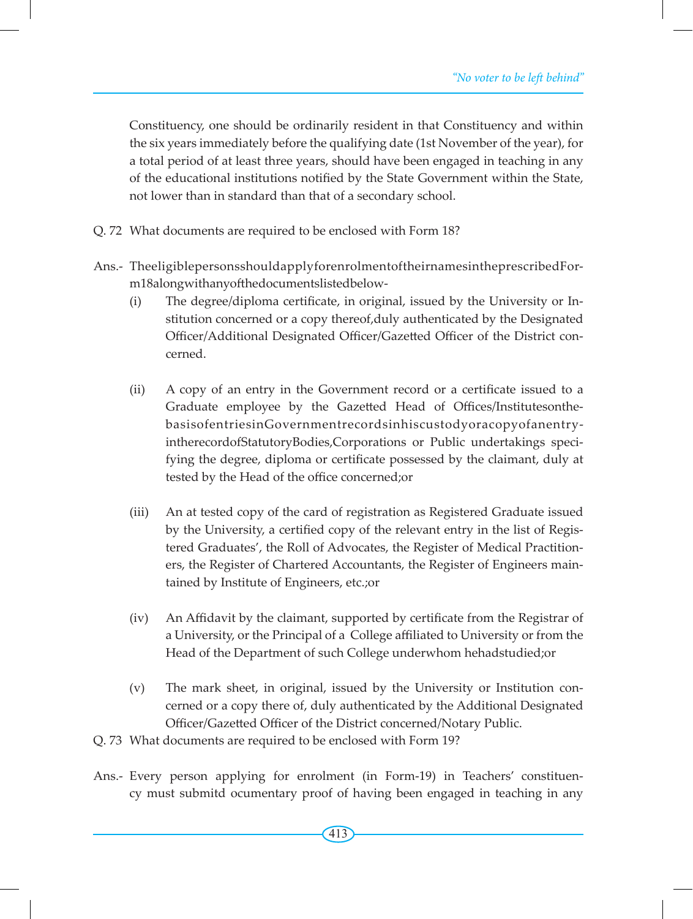Constituency, one should be ordinarily resident in that Constituency and within the six years immediately before the qualifying date (1st November of the year), for a total period of at least three years, should have been engaged in teaching in any of the educational institutions notified by the State Government within the State, not lower than in standard than that of a secondary school.

Q. 72 What documents are required to be enclosed with Form 18?

Ans.- Theeligiblepersonsshouldapplyforenrolmentoftheirnamesintheprescribedform18alongwithanyofthedocumentslistedbelow-

(i) The degree/diploma certificate, in original, issued by the University or Institution concerned or a copy thereof,duly authenticated by the Designated Officer/Additional Designated Officer/Gazetted Officer of the District concerned.

(ii) A copy of an entry in the Government record or a certificate issued to a Graduate employee by the Gazetted Head of Offices/Institutesonthebasisofentriesin Governmentrecordsinhiscustodyoracopyofanentryintherecordof Statutory Bodies,Corporations or Public undertakings specifying the degree, diploma or certificate possessed by the claimant, duly at tested by the Head of the office concerned;or

(iii) An at tested copy of the card of registration as Registered Graduate issued by the University, a certified copy of the relevant entry in the list of Registered Graduates', the Roll of Advocates, the Register of Medical Practitioners, the Register of Chartered Accountants, the Register of Engineers maintained by Institute of Engineers, etc.;or

(iv) An Affidavit by the claimant, supported by certificate from the Registrar of a University, or the Principal of a College affiliated to University or from the Head of the Department of such College underwhom hehadstudied;or

(v) The mark sheet, in original, issued by the University or Institution concerned or a copy there of, duly authenticated by the Additional Designated Officer/Gazetted Officer of the District concerned/Notary Public.

Q. 73 What documents are required to be enclosed with Form 19?

Ans.- Every person applying for enrolment (in Form-19) in Teachers' constituency must submitd ocumentary proof of having been engaged in teaching in any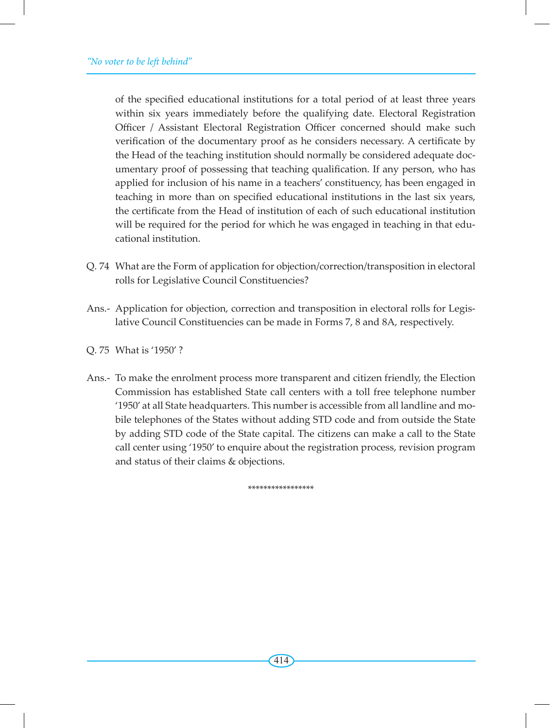of the specified educational institutions for a total period of at least three years within six years immediately before the qualifying date. Electoral Registration Officer / Assistant Electoral Registration Officer concerned should make such verification of the documentary proof as he considers necessary. A certificate by the Head of the teaching institution should normally be considered adequate documentary proof of possessing that teaching qualification. If any person, who has applied for inclusion of his name in a teachers' constituency, has been engaged in teaching in more than on specified educational institutions in the last six years, the certificate from the Head of institution of each of such educational institution will be required for the period for which he was engaged in teaching in that educational institution.

Q. 74 What are the Form of application for objection/correction/transposition in electoral rolls for Legislative Council Constituencies?

Ans.- Application for objection, correction and transposition in electoral rolls for Legislative Council Constituencies can be made in Forms 7, 8 and 8A, respectively.

Q. 75 What is '1950' ?

Ans.- To make the enrolment process more transparent and citizen friendly, the Election Commission has established State call centers with a toll free telephone number '1950' at all State headquarters. This number is accessible from all landline and mobile telephones of the States without adding STD code and from outside the State by adding STD code of the State capital. The citizens can make a call to the State call center using '1950' to enquire about the registration process, revision program and status of their claims & objections.

****************